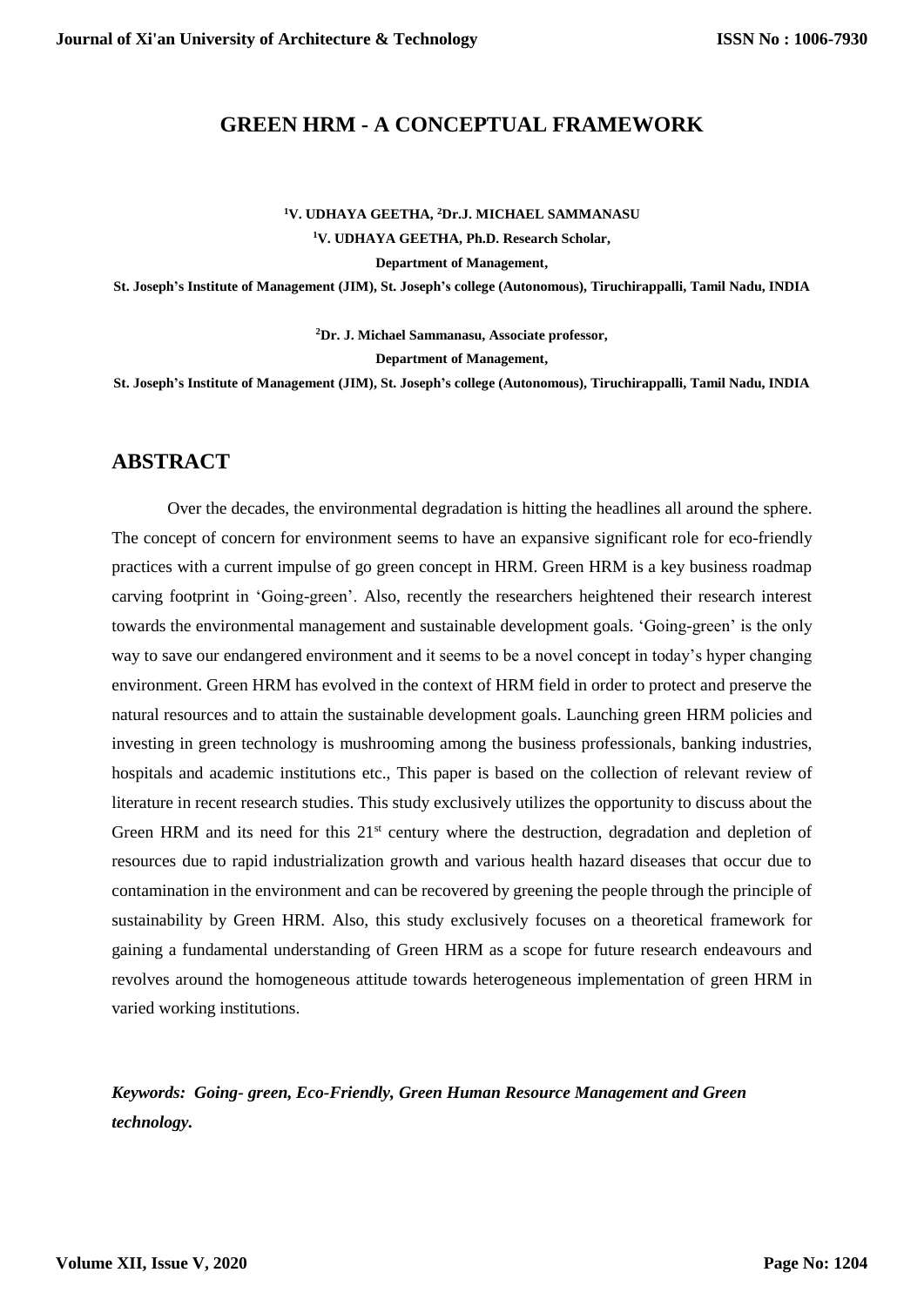# GREEN HRM - A CONCEPTUAL FRAMEWORK

**[1]V. UDHAYA GEETHA, [2]Dr.J. MICHAEL SAMMANASU**

**[1]V. UDHAYA GEETHA, Ph.D. Research Scholar,**

**Department of Management,**

**St. Joseph's Institute of Management (JIM), St. Joseph's college (Autonomous), Tiruchirappalli, Tamil Nadu, INDIA**

**[2]Dr. J. Michael Sammanasu, Associate professor,**

**Department of Management,**

**St. Joseph's Institute of Management (JIM), St. Joseph's college (Autonomous), Tiruchirappalli, Tamil Nadu, INDIA**

## ABSTRACT

Over the decades, the environmental degradation is hitting the headlines all around the sphere. The concept of concern for environment seems to have an expansive significant role for eco-friendly practices with a current impulse of go green concept in HRM. Green HRM is a key business roadmap carving footprint in 'Going-green'. Also, recently the researchers heightened their research interest towards the environmental management and sustainable development goals. 'Going-green' is the only way to save our endangered environment and it seems to be a novel concept in today's hyper changing environment. Green HRM has evolved in the context of HRM field in order to protect and preserve the natural resources and to attain the sustainable development goals. Launching green HRM policies and investing in green technology is mushrooming among the business professionals, banking industries, hospitals and academic institutions etc., This paper is based on the collection of relevant review of literature in recent research studies. This study exclusively utilizes the opportunity to discuss about the Green HRM and its need for this 21st century where the destruction, degradation and depletion of resources due to rapid industrialization growth and various health hazard diseases that occur due to contamination in the environment and can be recovered by greening the people through the principle of sustainability by Green HRM. Also, this study exclusively focuses on a theoretical framework for gaining a fundamental understanding of Green HRM as a scope for future research endeavours and revolves around the homogeneous attitude towards heterogeneous implementation of green HRM in varied working institutions.

***Keywords: Going- green, Eco-Friendly, Green Human Resource Management and Green technology.***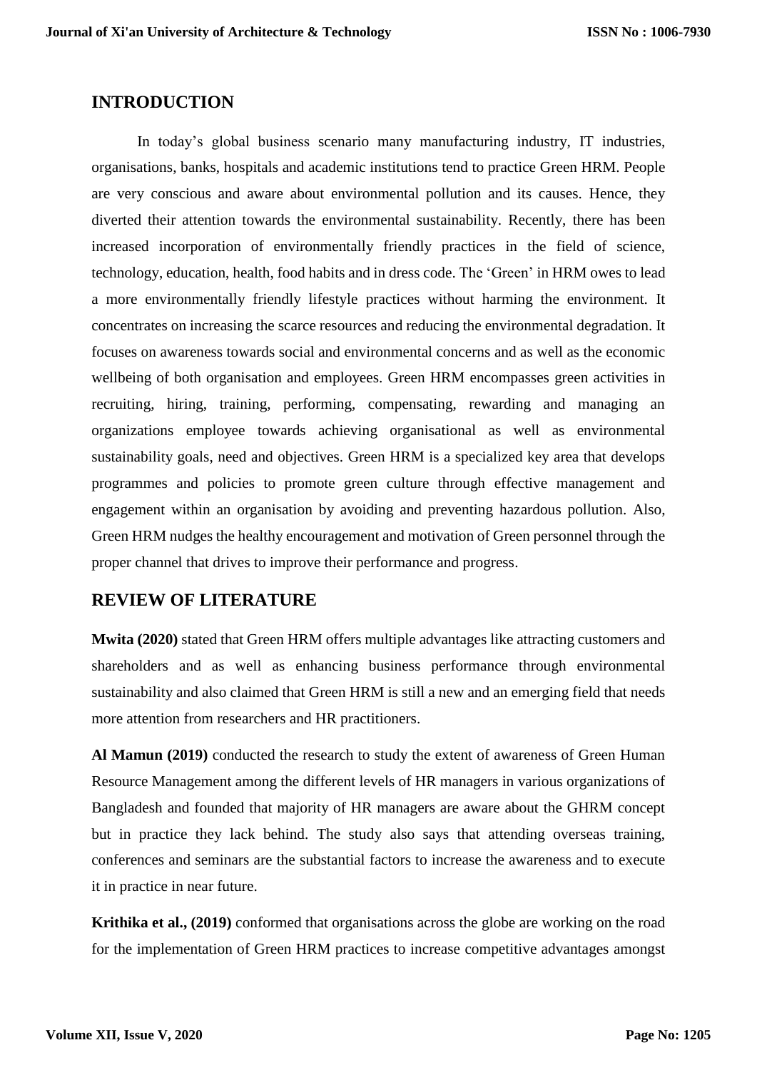## INTRODUCTION

In today's global business scenario many manufacturing industry, IT industries, organisations, banks, hospitals and academic institutions tend to practice Green HRM. People are very conscious and aware about environmental pollution and its causes. Hence, they diverted their attention towards the environmental sustainability. Recently, there has been increased incorporation of environmentally friendly practices in the field of science, technology, education, health, food habits and in dress code. The 'Green' in HRM owes to lead a more environmentally friendly lifestyle practices without harming the environment. It concentrates on increasing the scarce resources and reducing the environmental degradation. It focuses on awareness towards social and environmental concerns and as well as the economic wellbeing of both organisation and employees. Green HRM encompasses green activities in recruiting, hiring, training, performing, compensating, rewarding and managing an organizations employee towards achieving organisational as well as environmental sustainability goals, need and objectives. Green HRM is a specialized key area that develops programmes and policies to promote green culture through effective management and engagement within an organisation by avoiding and preventing hazardous pollution. Also, Green HRM nudges the healthy encouragement and motivation of Green personnel through the proper channel that drives to improve their performance and progress.

## REVIEW OF LITERATURE

**Mwita (2020)** stated that Green HRM offers multiple advantages like attracting customers and shareholders and as well as enhancing business performance through environmental sustainability and also claimed that Green HRM is still a new and an emerging field that needs more attention from researchers and HR practitioners.

**Al Mamun (2019)** conducted the research to study the extent of awareness of Green Human Resource Management among the different levels of HR managers in various organizations of Bangladesh and founded that majority of HR managers are aware about the GHRM concept but in practice they lack behind. The study also says that attending overseas training, conferences and seminars are the substantial factors to increase the awareness and to execute it in practice in near future.

**Krithika et al., (2019)** conformed that organisations across the globe are working on the road for the implementation of Green HRM practices to increase competitive advantages amongst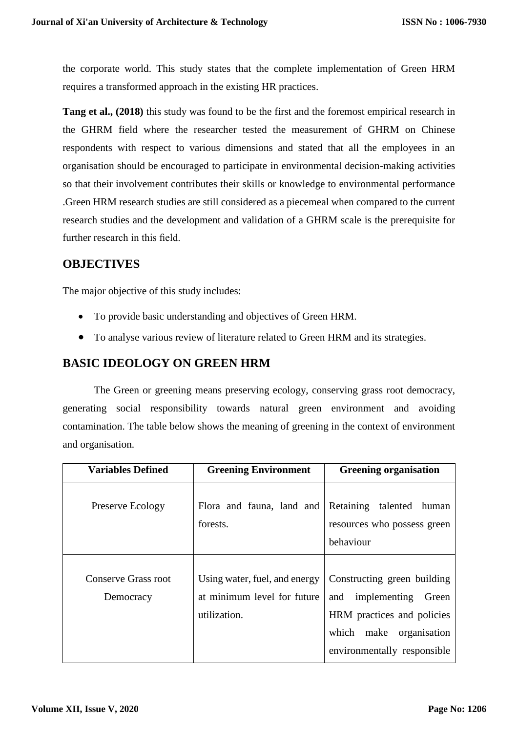the corporate world. This study states that the complete implementation of Green HRM requires a transformed approach in the existing HR practices.

**Tang et al., (2018)** this study was found to be the first and the foremost empirical research in the GHRM field where the researcher tested the measurement of GHRM on Chinese respondents with respect to various dimensions and stated that all the employees in an organisation should be encouraged to participate in environmental decision-making activities so that their involvement contributes their skills or knowledge to environmental performance .Green HRM research studies are still considered as a piecemeal when compared to the current research studies and the development and validation of a GHRM scale is the prerequisite for further research in this field.

## OBJECTIVES

The major objective of this study includes:

- To provide basic understanding and objectives of Green HRM.
- To analyse various review of literature related to Green HRM and its strategies.

## BASIC IDEOLOGY ON GREEN HRM

The Green or greening means preserving ecology, conserving grass root democracy, generating social responsibility towards natural green environment and avoiding contamination. The table below shows the meaning of greening in the context of environment and organisation.

| Variables Defined | Greening Environment | Greening organisation |
|---|---|---|
| Preserve Ecology | Flora and fauna, land and forests. | Retaining talented human resources who possess green behaviour |
| Conserve Grass root Democracy | Using water, fuel, and energy at minimum level for future utilization. | Constructing green building and implementing Green HRM practices and policies which make organisation environmentally responsible |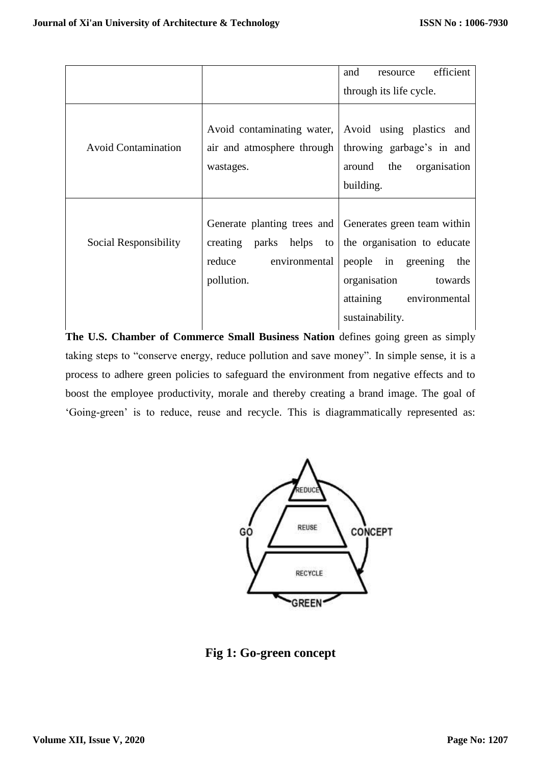| | | |
|---|---|---|
| | | and resource efficient through its life cycle. |
| Avoid Contamination | Avoid contaminating water, air and atmosphere through wastages. | Avoid using plastics and throwing garbage's in and around the organisation building. |
| Social Responsibility | Generate planting trees and creating parks helps to reduce environmental pollution. | Generates green team within the organisation to educate people in greening the organisation towards attaining environmental sustainability. |

**The U.S. Chamber of Commerce Small Business Nation** defines going green as simply taking steps to "conserve energy, reduce pollution and save money". In simple sense, it is a process to adhere green policies to safeguard the environment from negative effects and to boost the employee productivity, morale and thereby creating a brand image. The goal of 'Going-green' is to reduce, reuse and recycle. This is diagrammatically represented as:

REDUCE
REUSE
RECYCLE
GO
CONCEPT
GREEN

**Fig 1: Go-green concept**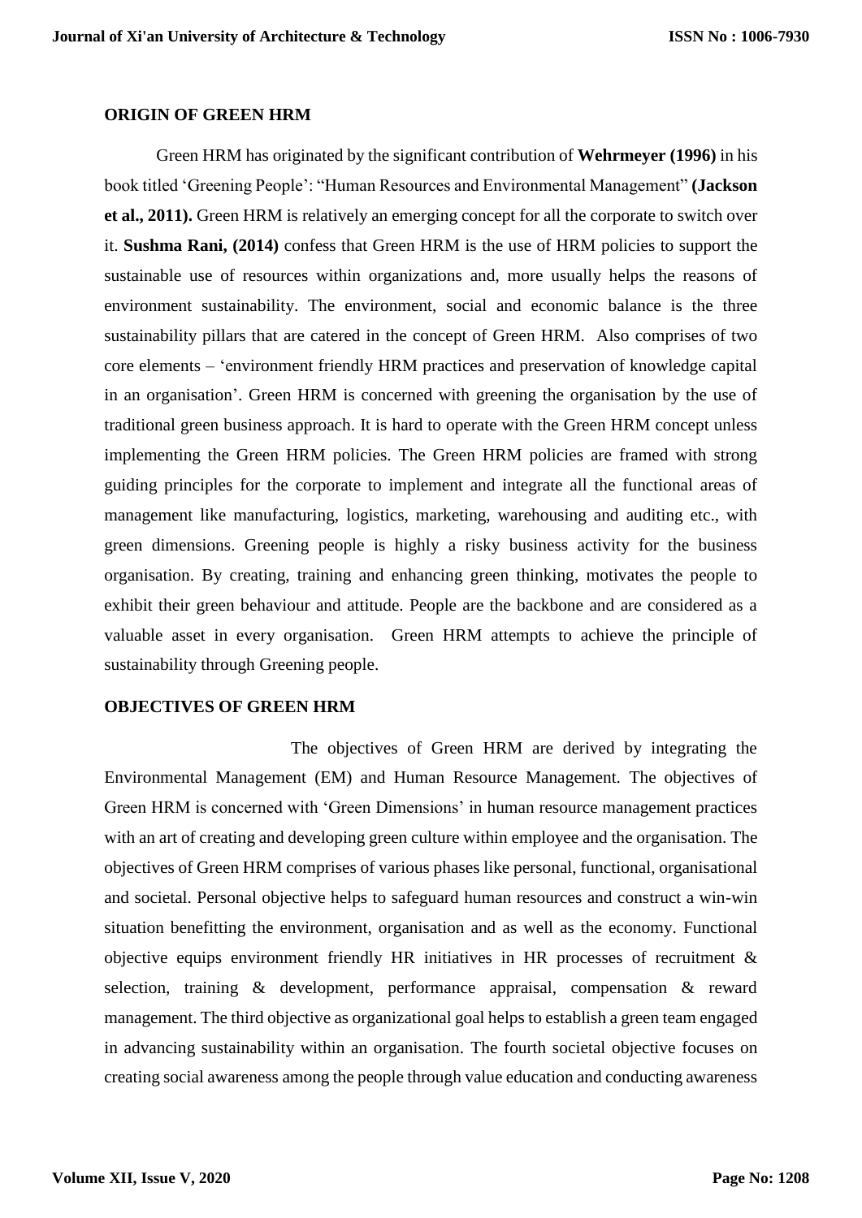## ORIGIN OF GREEN HRM

Green HRM has originated by the significant contribution of **Wehrmeyer (1996)** in his book titled 'Greening People': "Human Resources and Environmental Management" **(Jackson et al., 2011).** Green HRM is relatively an emerging concept for all the corporate to switch over it. **Sushma Rani, (2014)** confess that Green HRM is the use of HRM policies to support the sustainable use of resources within organizations and, more usually helps the reasons of environment sustainability. The environment, social and economic balance is the three sustainability pillars that are catered in the concept of Green HRM. Also comprises of two core elements – 'environment friendly HRM practices and preservation of knowledge capital in an organisation'. Green HRM is concerned with greening the organisation by the use of traditional green business approach. It is hard to operate with the Green HRM concept unless implementing the Green HRM policies. The Green HRM policies are framed with strong guiding principles for the corporate to implement and integrate all the functional areas of management like manufacturing, logistics, marketing, warehousing and auditing etc., with green dimensions. Greening people is highly a risky business activity for the business organisation. By creating, training and enhancing green thinking, motivates the people to exhibit their green behaviour and attitude. People are the backbone and are considered as a valuable asset in every organisation. Green HRM attempts to achieve the principle of sustainability through Greening people.

## OBJECTIVES OF GREEN HRM

The objectives of Green HRM are derived by integrating the Environmental Management (EM) and Human Resource Management. The objectives of Green HRM is concerned with 'Green Dimensions' in human resource management practices with an art of creating and developing green culture within employee and the organisation. The objectives of Green HRM comprises of various phases like personal, functional, organisational and societal. Personal objective helps to safeguard human resources and construct a win-win situation benefitting the environment, organisation and as well as the economy. Functional objective equips environment friendly HR initiatives in HR processes of recruitment & selection, training & development, performance appraisal, compensation & reward management. The third objective as organizational goal helps to establish a green team engaged in advancing sustainability within an organisation. The fourth societal objective focuses on creating social awareness among the people through value education and conducting awareness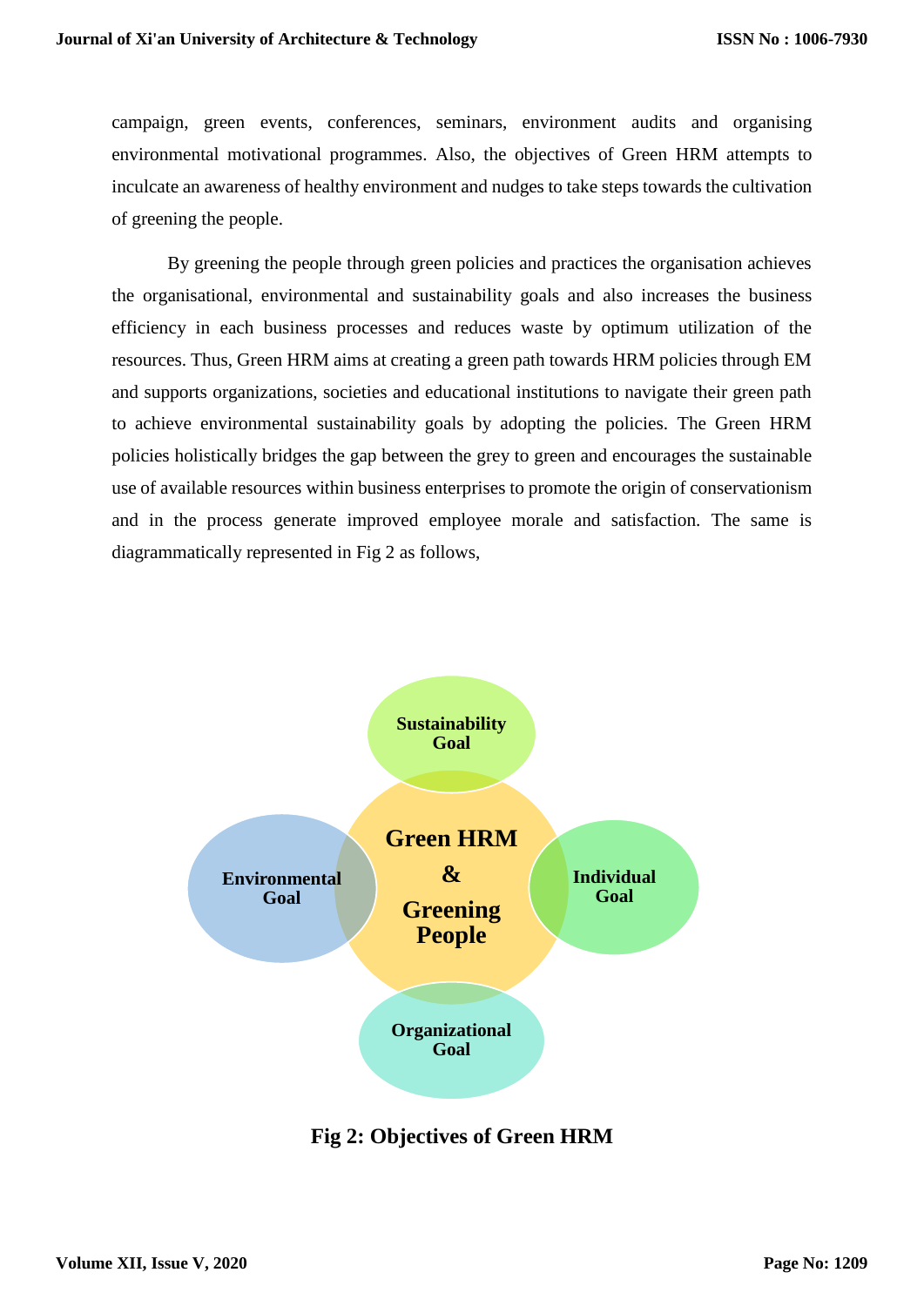campaign, green events, conferences, seminars, environment audits and organising environmental motivational programmes. Also, the objectives of Green HRM attempts to inculcate an awareness of healthy environment and nudges to take steps towards the cultivation of greening the people.

By greening the people through green policies and practices the organisation achieves the organisational, environmental and sustainability goals and also increases the business efficiency in each business processes and reduces waste by optimum utilization of the resources. Thus, Green HRM aims at creating a green path towards HRM policies through EM and supports organizations, societies and educational institutions to navigate their green path to achieve environmental sustainability goals by adopting the policies. The Green HRM policies holistically bridges the gap between the grey to green and encourages the sustainable use of available resources within business enterprises to promote the origin of conservationism and in the process generate improved employee morale and satisfaction. The same is diagrammatically represented in Fig 2 as follows,

Sustainability Goal

Environmental Goal

Green HRM & Greening People

Individual Goal

Organizational Goal

**Fig 2: Objectives of Green HRM**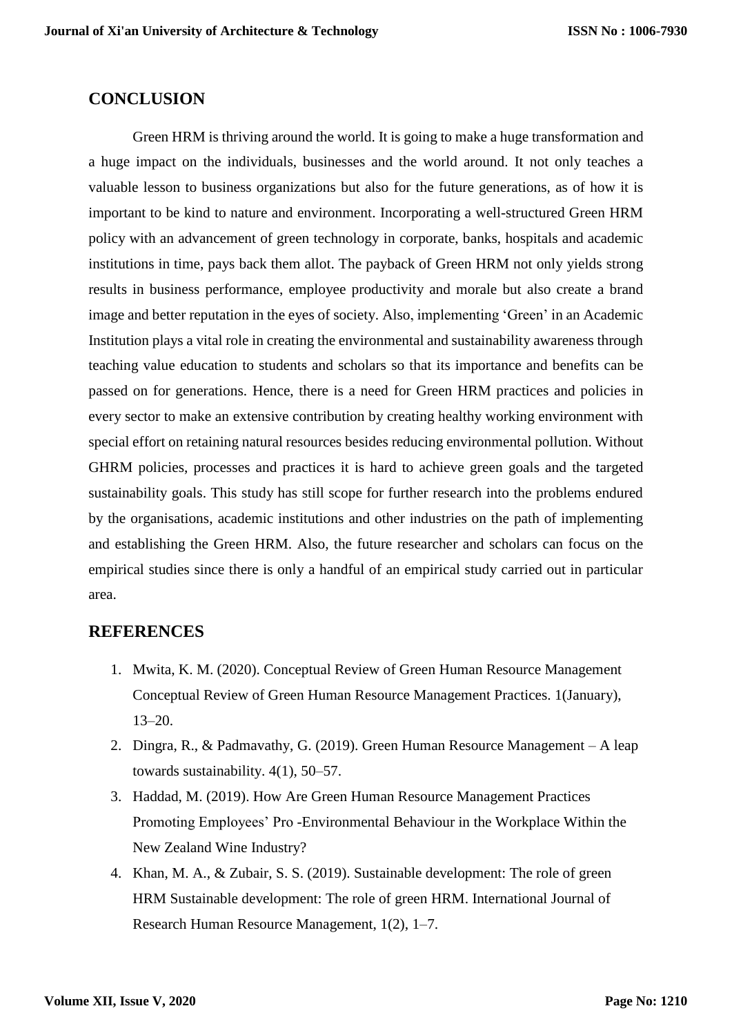## CONCLUSION

Green HRM is thriving around the world. It is going to make a huge transformation and a huge impact on the individuals, businesses and the world around. It not only teaches a valuable lesson to business organizations but also for the future generations, as of how it is important to be kind to nature and environment. Incorporating a well-structured Green HRM policy with an advancement of green technology in corporate, banks, hospitals and academic institutions in time, pays back them allot. The payback of Green HRM not only yields strong results in business performance, employee productivity and morale but also create a brand image and better reputation in the eyes of society. Also, implementing 'Green' in an Academic Institution plays a vital role in creating the environmental and sustainability awareness through teaching value education to students and scholars so that its importance and benefits can be passed on for generations. Hence, there is a need for Green HRM practices and policies in every sector to make an extensive contribution by creating healthy working environment with special effort on retaining natural resources besides reducing environmental pollution. Without GHRM policies, processes and practices it is hard to achieve green goals and the targeted sustainability goals. This study has still scope for further research into the problems endured by the organisations, academic institutions and other industries on the path of implementing and establishing the Green HRM. Also, the future researcher and scholars can focus on the empirical studies since there is only a handful of an empirical study carried out in particular area.

## REFERENCES

1. Mwita, K. M. (2020). Conceptual Review of Green Human Resource Management Conceptual Review of Green Human Resource Management Practices. 1(January), 13–20.
2. Dingra, R., & Padmavathy, G. (2019). Green Human Resource Management – A leap towards sustainability. 4(1), 50–57.
3. Haddad, M. (2019). How Are Green Human Resource Management Practices Promoting Employees' Pro -Environmental Behaviour in the Workplace Within the New Zealand Wine Industry?
4. Khan, M. A., & Zubair, S. S. (2019). Sustainable development: The role of green HRM Sustainable development: The role of green HRM. International Journal of Research Human Resource Management, 1(2), 1–7.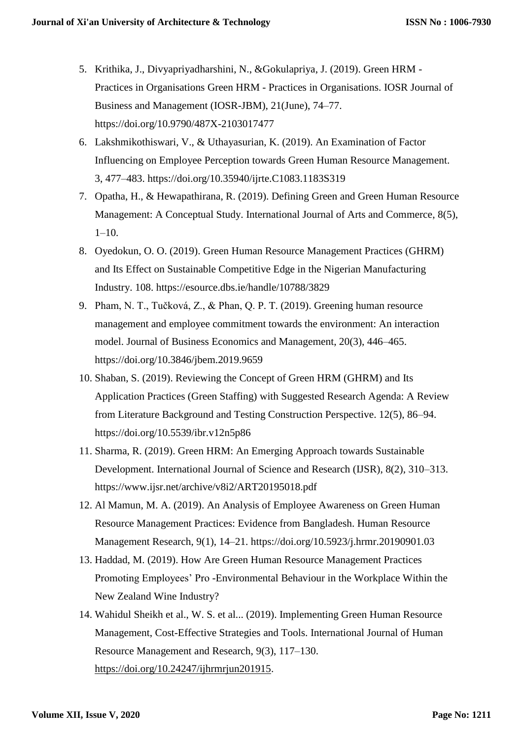5. Krithika, J., Divyapriyadharshini, N., &Gokulapriya, J. (2019). Green HRM - Practices in Organisations Green HRM - Practices in Organisations. IOSR Journal of Business and Management (IOSR-JBM), 21(June), 74–77. https://doi.org/10.9790/487X-2103017477
6. Lakshmikothiswari, V., & Uthayasurian, K. (2019). An Examination of Factor Influencing on Employee Perception towards Green Human Resource Management. 3, 477–483. https://doi.org/10.35940/ijrte.C1083.1183S319
7. Opatha, H., & Hewapathirana, R. (2019). Defining Green and Green Human Resource Management: A Conceptual Study. International Journal of Arts and Commerce, 8(5), 1–10.
8. Oyedokun, O. O. (2019). Green Human Resource Management Practices (GHRM) and Its Effect on Sustainable Competitive Edge in the Nigerian Manufacturing Industry. 108. https://esource.dbs.ie/handle/10788/3829
9. Pham, N. T., Tučková, Z., & Phan, Q. P. T. (2019). Greening human resource management and employee commitment towards the environment: An interaction model. Journal of Business Economics and Management, 20(3), 446–465. https://doi.org/10.3846/jbem.2019.9659
10. Shaban, S. (2019). Reviewing the Concept of Green HRM (GHRM) and Its Application Practices (Green Staffing) with Suggested Research Agenda: A Review from Literature Background and Testing Construction Perspective. 12(5), 86–94. https://doi.org/10.5539/ibr.v12n5p86
11. Sharma, R. (2019). Green HRM: An Emerging Approach towards Sustainable Development. International Journal of Science and Research (IJSR), 8(2), 310–313. https://www.ijsr.net/archive/v8i2/ART20195018.pdf
12. Al Mamun, M. A. (2019). An Analysis of Employee Awareness on Green Human Resource Management Practices: Evidence from Bangladesh. Human Resource Management Research, 9(1), 14–21. https://doi.org/10.5923/j.hrmr.20190901.03
13. Haddad, M. (2019). How Are Green Human Resource Management Practices Promoting Employees’ Pro -Environmental Behaviour in the Workplace Within the New Zealand Wine Industry?
14. Wahidul Sheikh et al., W. S. et al... (2019). Implementing Green Human Resource Management, Cost-Effective Strategies and Tools. International Journal of Human Resource Management and Research, 9(3), 117–130. https://doi.org/10.24247/ijhrmrjun201915.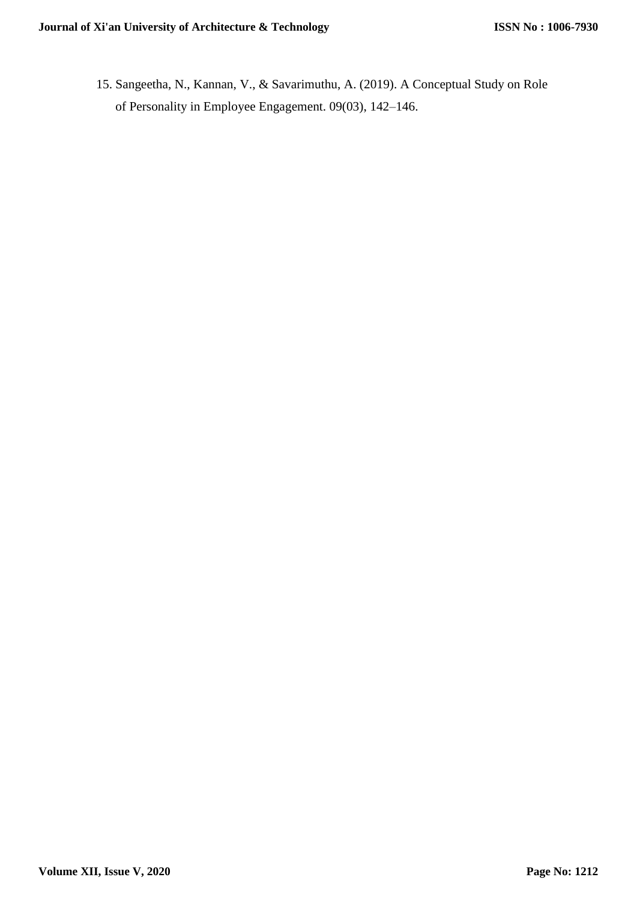15. Sangeetha, N., Kannan, V., & Savarimuthu, A. (2019). A Conceptual Study on Role of Personality in Employee Engagement. 09(03), 142–146.